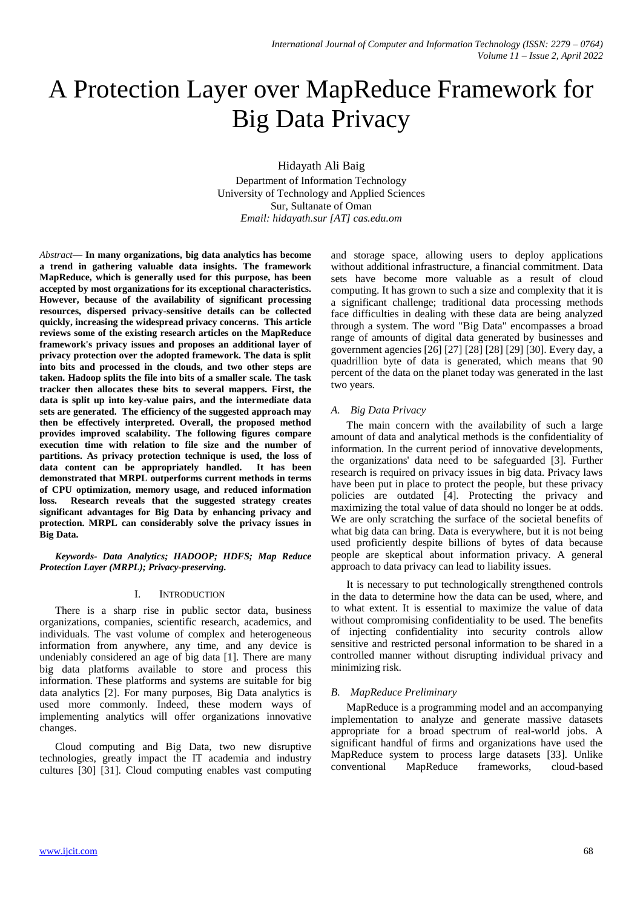# A Protection Layer over MapReduce Framework for Big Data Privacy

Hidayath Ali Baig
Department of Information Technology
University of Technology and Applied Sciences
Sur, Sultanate of Oman
*Email: hidayath.sur [AT] cas.edu.om*

*Abstract*— **In many organizations, big data analytics has become a trend in gathering valuable data insights. The framework MapReduce, which is generally used for this purpose, has been accepted by most organizations for its exceptional characteristics. However, because of the availability of significant processing resources, dispersed privacy-sensitive details can be collected quickly, increasing the widespread privacy concerns. This article reviews some of the existing research articles on the MapReduce framework's privacy issues and proposes an additional layer of privacy protection over the adopted framework. The data is split into bits and processed in the clouds, and two other steps are taken. Hadoop splits the file into bits of a smaller scale. The task tracker then allocates these bits to several mappers. First, the data is split up into key-value pairs, and the intermediate data sets are generated. The efficiency of the suggested approach may then be effectively interpreted. Overall, the proposed method provides improved scalability. The following figures compare execution time with relation to file size and the number of partitions. As privacy protection technique is used, the loss of data content can be appropriately handled. It has been demonstrated that MRPL outperforms current methods in terms of CPU optimization, memory usage, and reduced information loss. Research reveals that the suggested strategy creates significant advantages for Big Data by enhancing privacy and protection. MRPL can considerably solve the privacy issues in Big Data.**

***Keywords- Data Analytics; HADOOP; HDFS; Map Reduce Protection Layer (MRPL); Privacy-preserving.***

## I. Introduction

There is a sharp rise in public sector data, business organizations, companies, scientific research, academics, and individuals. The vast volume of complex and heterogeneous information from anywhere, any time, and any device is undeniably considered an age of big data [1]. There are many big data platforms available to store and process this information. These platforms and systems are suitable for big data analytics [2]. For many purposes, Big Data analytics is used more commonly. Indeed, these modern ways of implementing analytics will offer organizations innovative changes.

Cloud computing and Big Data, two new disruptive technologies, greatly impact the IT academia and industry cultures [30] [31]. Cloud computing enables vast computing and storage space, allowing users to deploy applications without additional infrastructure, a financial commitment. Data sets have become more valuable as a result of cloud computing. It has grown to such a size and complexity that it is a significant challenge; traditional data processing methods face difficulties in dealing with these data are being analyzed through a system. The word "Big Data" encompasses a broad range of amounts of digital data generated by businesses and government agencies [26] [27] [28] [28] [29] [30]. Every day, a quadrillion byte of data is generated, which means that 90 percent of the data on the planet today was generated in the last two years.

### A. Big Data Privacy

The main concern with the availability of such a large amount of data and analytical methods is the confidentiality of information. In the current period of innovative developments, the organizations' data need to be safeguarded [3]. Further research is required on privacy issues in big data. Privacy laws have been put in place to protect the people, but these privacy policies are outdated [4]. Protecting the privacy and maximizing the total value of data should no longer be at odds. We are only scratching the surface of the societal benefits of what big data can bring. Data is everywhere, but it is not being used proficiently despite billions of bytes of data because people are skeptical about information privacy. A general approach to data privacy can lead to liability issues.

It is necessary to put technologically strengthened controls in the data to determine how the data can be used, where, and to what extent. It is essential to maximize the value of data without compromising confidentiality to be used. The benefits of injecting confidentiality into security controls allow sensitive and restricted personal information to be shared in a controlled manner without disrupting individual privacy and minimizing risk.

### B. MapReduce Preliminary

MapReduce is a programming model and an accompanying implementation to analyze and generate massive datasets appropriate for a broad spectrum of real-world jobs. A significant handful of firms and organizations have used the MapReduce system to process large datasets [33]. Unlike conventional MapReduce frameworks, cloud-based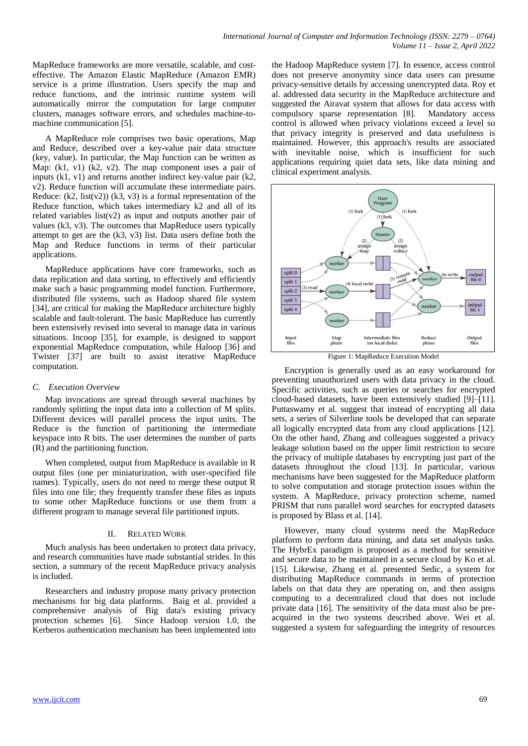MapReduce frameworks are more versatile, scalable, and cost-effective. The Amazon Elastic MapReduce (Amazon EMR) service is a prime illustration. Users specify the map and reduce functions, and the intrinsic runtime system will automatically mirror the computation for large computer clusters, manages software errors, and schedules machine-to-machine communication [5].

A MapReduce role comprises two basic operations, Map and Reduce, described over a key-value pair data structure (key, value). In particular, the Map function can be written as Map: (k1, v1) (k2, v2). The map component uses a pair of inputs (k1, v1) and returns another indirect key-value pair (k2, v2). Reduce function will accumulate these intermediate pairs. Reduce: (k2, list(v2)) (k3, v3) is a formal representation of the Reduce function, which takes intermediary k2 and all of its related variables list(v2) as input and outputs another pair of values (k3, v3). The outcomes that MapReduce users typically attempt to get are the (k3, v3) list. Data users define both the Map and Reduce functions in terms of their particular applications.

MapReduce applications have core frameworks, such as data replication and data sorting, to effectively and efficiently make such a basic programming model function. Furthermore, distributed file systems, such as Hadoop shared file system [34], are critical for making the MapReduce architecture highly scalable and fault-tolerant. The basic MapReduce has currently been extensively revised into several to manage data in various situations. Incoop [35], for example, is designed to support exponential MapReduce computation, while Haloop [36] and Twister [37] are built to assist iterative MapReduce computation.

### *C. Execution Overview*

Map invocations are spread through several machines by randomly splitting the input data into a collection of M splits. Different devices will parallel process the input units. The Reduce is the function of partitioning the intermediate keyspace into R bits. The user determines the number of parts (R) and the partitioning function.

When completed, output from MapReduce is available in R output files (one per miniaturization, with user-specified file names). Typically, users do not need to merge these output R files into one file; they frequently transfer these files as inputs to some other MapReduce functions or use them from a different program to manage several file partitioned inputs.

## II. Related Work

Much analysis has been undertaken to protect data privacy, and research communities have made substantial strides. In this section, a summary of the recent MapReduce privacy analysis is included.

Researchers and industry propose many privacy protection mechanisms for big data platforms. Baig et al. provided a comprehensive analysis of Big data's existing privacy protection schemes [6]. Since Hadoop version 1.0, the Kerberos authentication mechanism has been implemented into the Hadoop MapReduce system [7]. In essence, access control does not preserve anonymity since data users can presume privacy-sensitive details by accessing unencrypted data. Roy et al. addressed data security in the MapReduce architecture and suggested the Airavat system that allows for data access with compulsory sparse representation [8]. Mandatory access control is allowed when privacy violations exceed a level so that privacy integrity is preserved and data usefulness is maintained. However, this approach's results are associated with inevitable noise, which is insufficient for such applications requiring quiet data sets, like data mining and clinical experiment analysis.

Figure 1: MapReduce Execution Model

Encryption is generally used as an easy workaround for preventing unauthorized users with data privacy in the cloud. Specific activities, such as queries or searches for encrypted cloud-based datasets, have been extensively studied [9]–[11]. Puttaswamy et al. suggest that instead of encrypting all data sets, a series of Silverline tools be developed that can separate all logically encrypted data from any cloud applications [12]. On the other hand, Zhang and colleagues suggested a privacy leakage solution based on the upper limit restriction to secure the privacy of multiple databases by encrypting just part of the datasets throughout the cloud [13]. In particular, various mechanisms have been suggested for the MapReduce platform to solve computation and storage protection issues within the system. A MapReduce, privacy protection scheme, named PRISM that runs parallel word searches for encrypted datasets is proposed by Blass et al. [14].

However, many cloud systems need the MapReduce platform to perform data mining, and data set analysis tasks. The HybrEx paradigm is proposed as a method for sensitive and secure data to be maintained in a secure cloud by Ko et al. [15]. Likewise, Zhang et al. presented Sedic, a system for distributing MapReduce commands in terms of protection labels on that data they are operating on, and then assigns computing to a decentralized cloud that does not include private data [16]. The sensitivity of the data must also be pre-acquired in the two systems described above. Wei et al. suggested a system for safeguarding the integrity of resources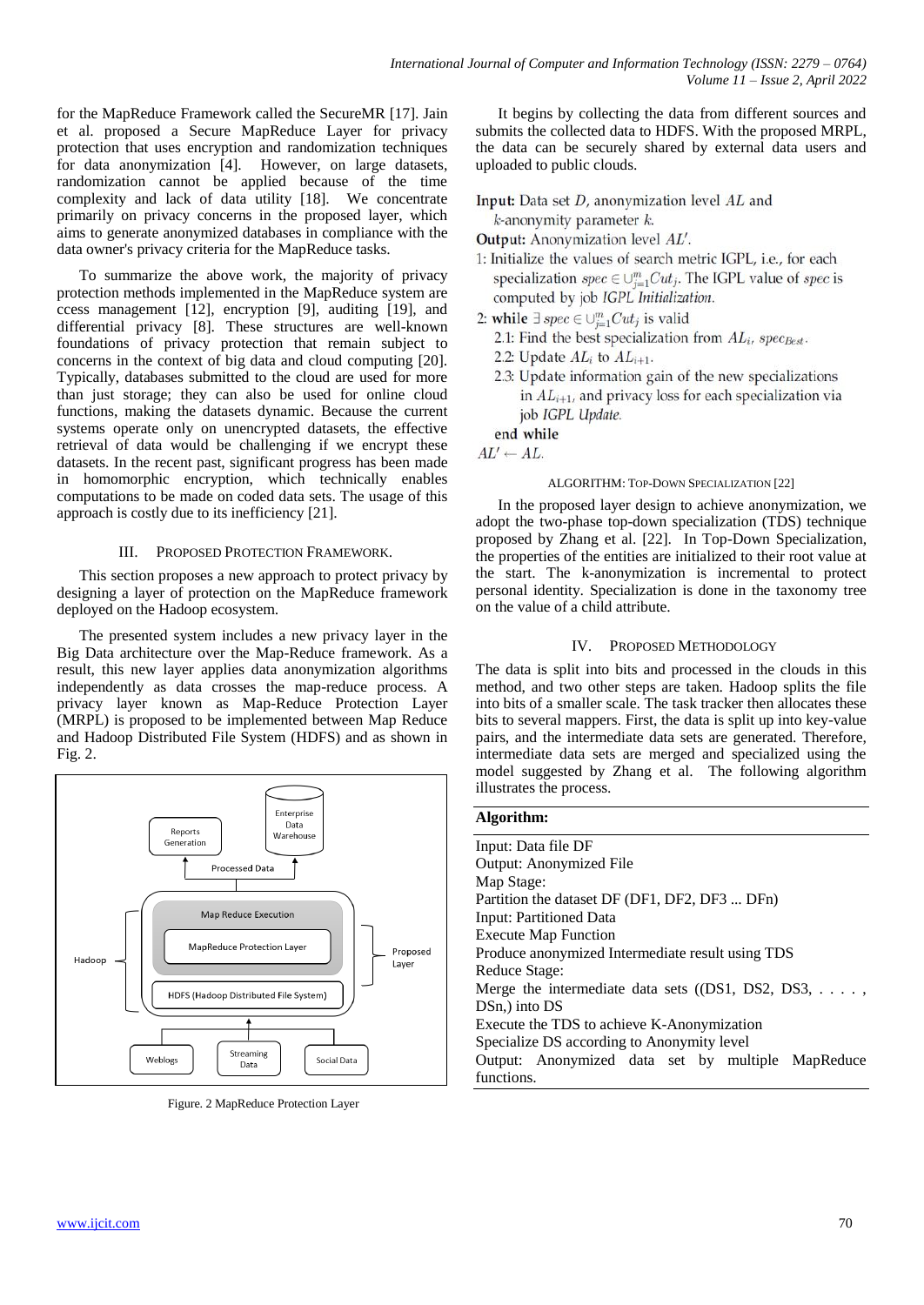for the MapReduce Framework called the SecureMR [17]. Jain et al. proposed a Secure MapReduce Layer for privacy protection that uses encryption and randomization techniques for data anonymization [4]. However, on large datasets, randomization cannot be applied because of the time complexity and lack of data utility [18]. We concentrate primarily on privacy concerns in the proposed layer, which aims to generate anonymized databases in compliance with the data owner's privacy criteria for the MapReduce tasks.

To summarize the above work, the majority of privacy protection methods implemented in the MapReduce system are ccess management [12], encryption [9], auditing [19], and differential privacy [8]. These structures are well-known foundations of privacy protection that remain subject to concerns in the context of big data and cloud computing [20]. Typically, databases submitted to the cloud are used for more than just storage; they can also be used for online cloud functions, making the datasets dynamic. Because the current systems operate only on unencrypted datasets, the effective retrieval of data would be challenging if we encrypt these datasets. In the recent past, significant progress has been made in homomorphic encryption, which technically enables computations to be made on coded data sets. The usage of this approach is costly due to its inefficiency [21].

## III. Proposed Protection Framework.

This section proposes a new approach to protect privacy by designing a layer of protection on the MapReduce framework deployed on the Hadoop ecosystem.

The presented system includes a new privacy layer in the Big Data architecture over the Map-Reduce framework. As a result, this new layer applies data anonymization algorithms independently as data crosses the map-reduce process. A privacy layer known as Map-Reduce Protection Layer (MRPL) is proposed to be implemented between Map Reduce and Hadoop Distributed File System (HDFS) and as shown in Fig. 2.

Reports Generation | Enterprise Data Warehouse | Processed Data | Map Reduce Execution | MapReduce Protection Layer | HDFS (Hadoop Distributed File System) | Hadoop | Proposed Layer | Weblogs | Streaming Data | Social Data

Figure. 2 MapReduce Protection Layer

It begins by collecting the data from different sources and submits the collected data to HDFS. With the proposed MRPL, the data can be securely shared by external data users and uploaded to public clouds.

**Input:** Data set $D$, anonymization level $AL$ and $k$-anonymity parameter $k$.
**Output:** Anonymization level $AL'$.
1: Initialize the values of search metric IGPL, i.e., for each specialization $spec \in \cup_{j=1}^{m} Cut_j$. The IGPL value of $spec$ is computed by job *IGPL Initialization*.
2: **while** $\exists\, spec \in \cup_{j=1}^{m} Cut_j$ is valid
  2.1: Find the best specialization from $AL_i$, $spec_{Best}$.
  2.2: Update $AL_i$ to $AL_{i+1}$.
  2.3: Update information gain of the new specializations in $AL_{i+1}$, and privacy loss for each specialization via job *IGPL Update*.
**end while**
$AL' \leftarrow AL$.

Algorithm: Top-Down Specialization [22]

In the proposed layer design to achieve anonymization, we adopt the two-phase top-down specialization (TDS) technique proposed by Zhang et al. [22]. In Top-Down Specialization, the properties of the entities are initialized to their root value at the start. The k-anonymization is incremental to protect personal identity. Specialization is done in the taxonomy tree on the value of a child attribute.

## IV. Proposed Methodology

The data is split into bits and processed in the clouds in this method, and two other steps are taken. Hadoop splits the file into bits of a smaller scale. The task tracker then allocates these bits to several mappers. First, the data is split up into key-value pairs, and the intermediate data sets are generated. Therefore, intermediate data sets are merged and specialized using the model suggested by Zhang et al. The following algorithm illustrates the process.

**Algorithm:**

Input: Data file DF
Output: Anonymized File
Map Stage:
Partition the dataset DF (DF1, DF2, DF3 ... DFn)
Input: Partitioned Data
Execute Map Function
Produce anonymized Intermediate result using TDS
Reduce Stage:
Merge the intermediate data sets ((DS1, DS2, DS3, . . . . , DSn,) into DS
Execute the TDS to achieve K-Anonymization
Specialize DS according to Anonymity level
Output: Anonymized data set by multiple MapReduce functions.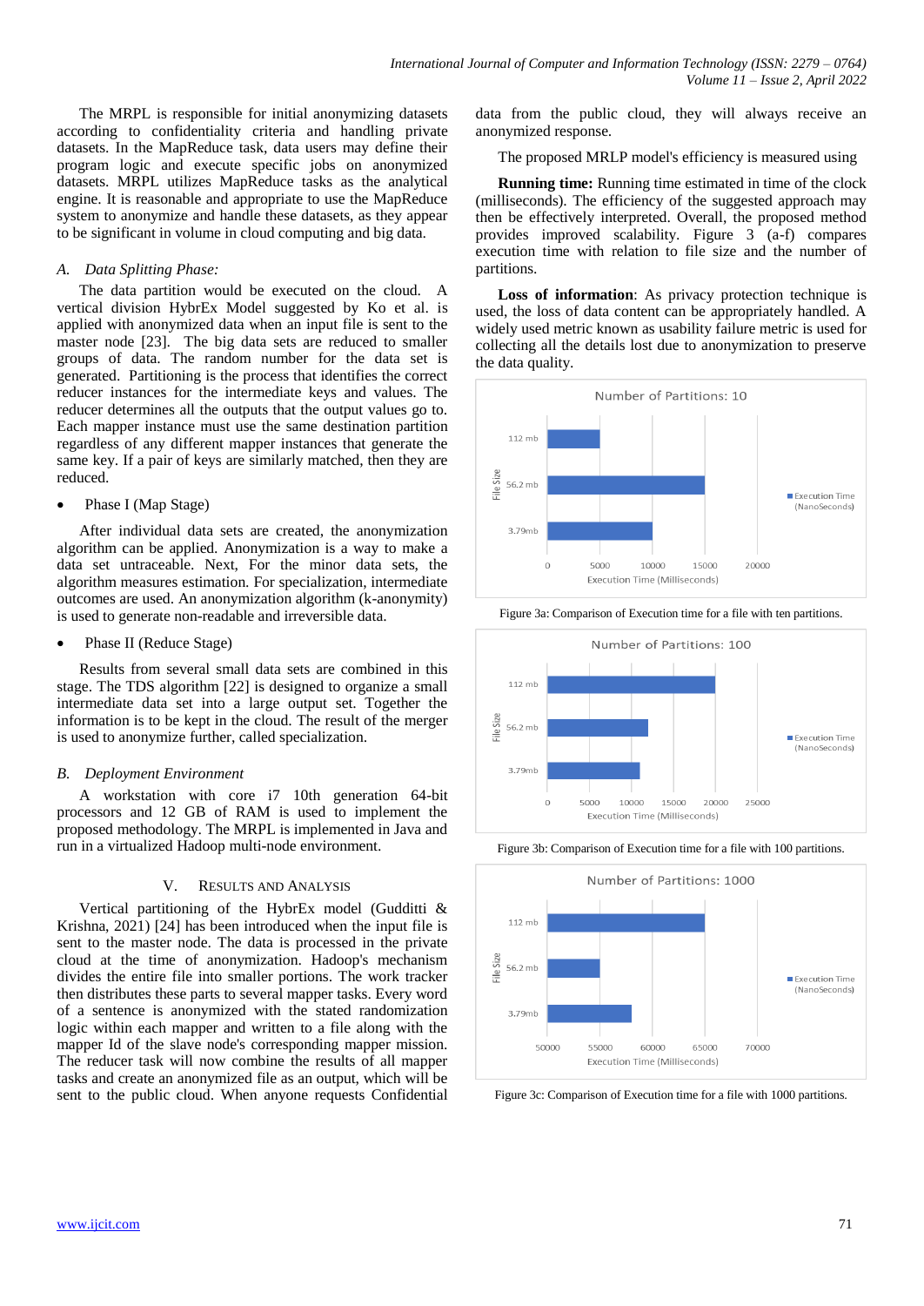The MRPL is responsible for initial anonymizing datasets according to confidentiality criteria and handling private datasets. In the MapReduce task, data users may define their program logic and execute specific jobs on anonymized datasets. MRPL utilizes MapReduce tasks as the analytical engine. It is reasonable and appropriate to use the MapReduce system to anonymize and handle these datasets, as they appear to be significant in volume in cloud computing and big data.

### A. *Data Splitting Phase:*

The data partition would be executed on the cloud. A vertical division HybrEx Model suggested by Ko et al. is applied with anonymized data when an input file is sent to the master node [23]. The big data sets are reduced to smaller groups of data. The random number for the data set is generated. Partitioning is the process that identifies the correct reducer instances for the intermediate keys and values. The reducer determines all the outputs that the output values go to. Each mapper instance must use the same destination partition regardless of any different mapper instances that generate the same key. If a pair of keys are similarly matched, then they are reduced.

- Phase I (Map Stage)

After individual data sets are created, the anonymization algorithm can be applied. Anonymization is a way to make a data set untraceable. Next, For the minor data sets, the algorithm measures estimation. For specialization, intermediate outcomes are used. An anonymization algorithm (k-anonymity) is used to generate non-readable and irreversible data.

- Phase II (Reduce Stage)

Results from several small data sets are combined in this stage. The TDS algorithm [22] is designed to organize a small intermediate data set into a large output set. Together the information is to be kept in the cloud. The result of the merger is used to anonymize further, called specialization.

### B. *Deployment Environment*

A workstation with core i7 10th generation 64-bit processors and 12 GB of RAM is used to implement the proposed methodology. The MRPL is implemented in Java and run in a virtualized Hadoop multi-node environment.

## V. Results and Analysis

Vertical partitioning of the HybrEx model (Gudditti & Krishna, 2021) [24] has been introduced when the input file is sent to the master node. The data is processed in the private cloud at the time of anonymization. Hadoop's mechanism divides the entire file into smaller portions. The work tracker then distributes these parts to several mapper tasks. Every word of a sentence is anonymized with the stated randomization logic within each mapper and written to a file along with the mapper Id of the slave node's corresponding mapper mission. The reducer task will now combine the results of all mapper tasks and create an anonymized file as an output, which will be sent to the public cloud. When anyone requests Confidential data from the public cloud, they will always receive an anonymized response.

The proposed MRLP model's efficiency is measured using

**Running time:** Running time estimated in time of the clock (milliseconds). The efficiency of the suggested approach may then be effectively interpreted. Overall, the proposed method provides improved scalability. Figure 3 (a-f) compares execution time with relation to file size and the number of partitions.

**Loss of information**: As privacy protection technique is used, the loss of data content can be appropriately handled. A widely used metric known as usability failure metric is used for collecting all the details lost due to anonymization to preserve the data quality.

Figure 3a: Comparison of Execution time for a file with ten partitions.

Figure 3b: Comparison of Execution time for a file with 100 partitions.

Figure 3c: Comparison of Execution time for a file with 1000 partitions.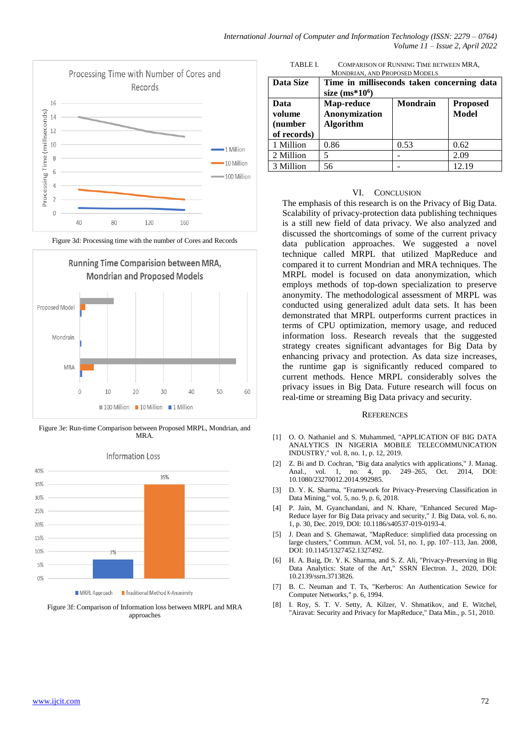Figure 3d: Processing time with the number of Cores and Records

Figure 3e: Run-time Comparison between Proposed MRPL, Mondrian, and MRA.

Figure 3f: Comparison of Information loss between MRPL and MRA approaches

TABLE I. COMPARISON OF RUNNING TIME BETWEEN MRA, MONDRIAN, AND PROPOSED MODELS

| **Data Size** | **Time in milliseconds taken concerning data size (ms*$10^6$)** | | |
|---|---|---|---|
| **Data volume (number of records)** | **Map-reduce Anonymization Algorithm** | **Mondrain** | **Proposed Model** |
| 1 Million | 0.86 | 0.53 | 0.62 |
| 2 Million | 5 | - | 2.09 |
| 3 Million | 56 | - | 12.19 |

## VI. CONCLUSION

The emphasis of this research is on the Privacy of Big Data. Scalability of privacy-protection data publishing techniques is a still new field of data privacy. We also analyzed and discussed the shortcomings of some of the current privacy data publication approaches. We suggested a novel technique called MRPL that utilized MapReduce and compared it to current Mondrian and MRA techniques. The MRPL model is focused on data anonymization, which employs methods of top-down specialization to preserve anonymity. The methodological assessment of MRPL was conducted using generalized adult data sets. It has been demonstrated that MRPL outperforms current practices in terms of CPU optimization, memory usage, and reduced information loss. Research reveals that the suggested strategy creates significant advantages for Big Data by enhancing privacy and protection. As data size increases, the runtime gap is significantly reduced compared to current methods. Hence MRPL considerably solves the privacy issues in Big Data. Future research will focus on real-time or streaming Big Data privacy and security.

## REFERENCES

[1] O. O. Nathaniel and S. Muhammed, "APPLICATION OF BIG DATA ANALYTICS IN NIGERIA MOBILE TELECOMMUNICATION INDUSTRY," vol. 8, no. 1, p. 12, 2019.

[2] Z. Bi and D. Cochran, "Big data analytics with applications," J. Manag. Anal., vol. 1, no. 4, pp. 249–265, Oct. 2014, DOI: 10.1080/23270012.2014.992985.

[3] D. Y. K. Sharma, "Framework for Privacy-Preserving Classification in Data Mining," vol. 5, no. 9, p. 6, 2018.

[4] P. Jain, M. Gyanchandani, and N. Khare, "Enhanced Secured Map-Reduce layer for Big Data privacy and security," J. Big Data, vol. 6, no. 1, p. 30, Dec. 2019, DOI: 10.1186/s40537-019-0193-4.

[5] J. Dean and S. Ghemawat, "MapReduce: simplified data processing on large clusters," Commun. ACM, vol. 51, no. 1, pp. 107–113, Jan. 2008, DOI: 10.1145/1327452.1327492.

[6] H. A. Baig, Dr. Y. K. Sharma, and S. Z. Ali, "Privacy-Preserving in Big Data Analytics: State of the Art," SSRN Electron. J., 2020, DOI: 10.2139/ssrn.3713826.

[7] B. C. Neuman and T. Ts, "Kerberos: An Authentication Sewice for Computer Networks," p. 6, 1994.

[8] I. Roy, S. T. V. Setty, A. Kilzer, V. Shmatikov, and E. Witchel, "Airavat: Security and Privacy for MapReduce," Data Min., p. 51, 2010.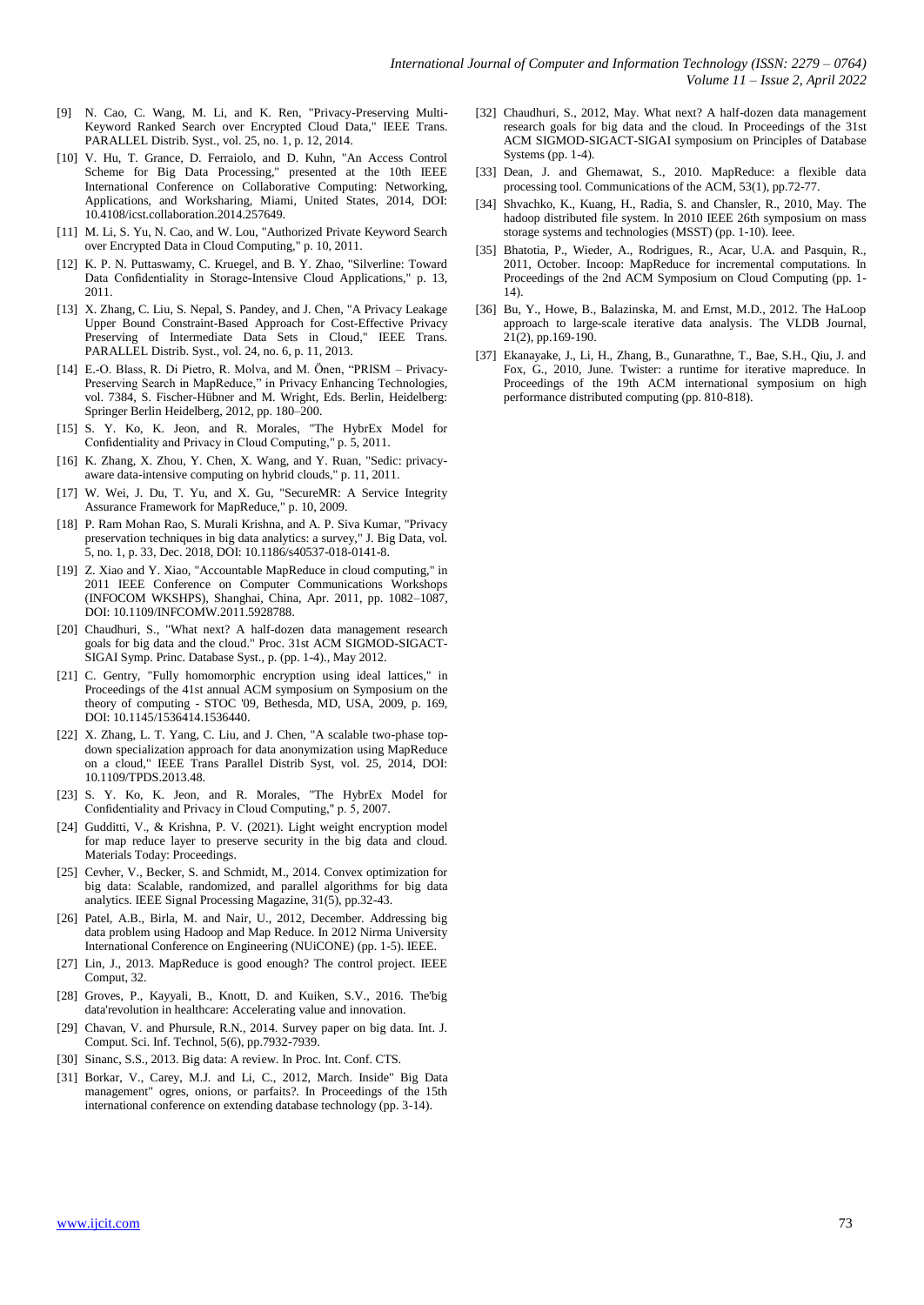[9] N. Cao, C. Wang, M. Li, and K. Ren, "Privacy-Preserving Multi-Keyword Ranked Search over Encrypted Cloud Data," IEEE Trans. PARALLEL Distrib. Syst., vol. 25, no. 1, p. 12, 2014.

[10] V. Hu, T. Grance, D. Ferraiolo, and D. Kuhn, "An Access Control Scheme for Big Data Processing," presented at the 10th IEEE International Conference on Collaborative Computing: Networking, Applications, and Worksharing, Miami, United States, 2014, DOI: 10.4108/icst.collaboration.2014.257649.

[11] M. Li, S. Yu, N. Cao, and W. Lou, "Authorized Private Keyword Search over Encrypted Data in Cloud Computing," p. 10, 2011.

[12] K. P. N. Puttaswamy, C. Kruegel, and B. Y. Zhao, "Silverline: Toward Data Confidentiality in Storage-Intensive Cloud Applications," p. 13, 2011.

[13] X. Zhang, C. Liu, S. Nepal, S. Pandey, and J. Chen, "A Privacy Leakage Upper Bound Constraint-Based Approach for Cost-Effective Privacy Preserving of Intermediate Data Sets in Cloud," IEEE Trans. PARALLEL Distrib. Syst., vol. 24, no. 6, p. 11, 2013.

[14] E.-O. Blass, R. Di Pietro, R. Molva, and M. Önen, "PRISM – Privacy-Preserving Search in MapReduce," in Privacy Enhancing Technologies, vol. 7384, S. Fischer-Hübner and M. Wright, Eds. Berlin, Heidelberg: Springer Berlin Heidelberg, 2012, pp. 180–200.

[15] S. Y. Ko, K. Jeon, and R. Morales, "The HybrEx Model for Confidentiality and Privacy in Cloud Computing," p. 5, 2011.

[16] K. Zhang, X. Zhou, Y. Chen, X. Wang, and Y. Ruan, "Sedic: privacy-aware data-intensive computing on hybrid clouds," p. 11, 2011.

[17] W. Wei, J. Du, T. Yu, and X. Gu, "SecureMR: A Service Integrity Assurance Framework for MapReduce," p. 10, 2009.

[18] P. Ram Mohan Rao, S. Murali Krishna, and A. P. Siva Kumar, "Privacy preservation techniques in big data analytics: a survey," J. Big Data, vol. 5, no. 1, p. 33, Dec. 2018, DOI: 10.1186/s40537-018-0141-8.

[19] Z. Xiao and Y. Xiao, "Accountable MapReduce in cloud computing," in 2011 IEEE Conference on Computer Communications Workshops (INFOCOM WKSHPS), Shanghai, China, Apr. 2011, pp. 1082–1087, DOI: 10.1109/INFCOMW.2011.5928788.

[20] Chaudhuri, S., "What next? A half-dozen data management research goals for big data and the cloud." Proc. 31st ACM SIGMOD-SIGACT-SIGAI Symp. Princ. Database Syst., p. (pp. 1-4)., May 2012.

[21] C. Gentry, "Fully homomorphic encryption using ideal lattices," in Proceedings of the 41st annual ACM symposium on Symposium on the theory of computing - STOC '09, Bethesda, MD, USA, 2009, p. 169, DOI: 10.1145/1536414.1536440.

[22] X. Zhang, L. T. Yang, C. Liu, and J. Chen, "A scalable two-phase top-down specialization approach for data anonymization using MapReduce on a cloud," IEEE Trans Parallel Distrib Syst, vol. 25, 2014, DOI: 10.1109/TPDS.2013.48.

[23] S. Y. Ko, K. Jeon, and R. Morales, "The HybrEx Model for Confidentiality and Privacy in Cloud Computing," p. 5, 2007.

[24] Gudditti, V., & Krishna, P. V. (2021). Light weight encryption model for map reduce layer to preserve security in the big data and cloud. Materials Today: Proceedings.

[25] Cevher, V., Becker, S. and Schmidt, M., 2014. Convex optimization for big data: Scalable, randomized, and parallel algorithms for big data analytics. IEEE Signal Processing Magazine, 31(5), pp.32-43.

[26] Patel, A.B., Birla, M. and Nair, U., 2012, December. Addressing big data problem using Hadoop and Map Reduce. In 2012 Nirma University International Conference on Engineering (NUiCONE) (pp. 1-5). IEEE.

[27] Lin, J., 2013. MapReduce is good enough? The control project. IEEE Comput, 32.

[28] Groves, P., Kayyali, B., Knott, D. and Kuiken, S.V., 2016. The'big data'revolution in healthcare: Accelerating value and innovation.

[29] Chavan, V. and Phursule, R.N., 2014. Survey paper on big data. Int. J. Comput. Sci. Inf. Technol, 5(6), pp.7932-7939.

[30] Sinanc, S.S., 2013. Big data: A review. In Proc. Int. Conf. CTS.

[31] Borkar, V., Carey, M.J. and Li, C., 2012, March. Inside" Big Data management" ogres, onions, or parfaits?. In Proceedings of the 15th international conference on extending database technology (pp. 3-14).

[32] Chaudhuri, S., 2012, May. What next? A half-dozen data management research goals for big data and the cloud. In Proceedings of the 31st ACM SIGMOD-SIGACT-SIGAI symposium on Principles of Database Systems (pp. 1-4).

[33] Dean, J. and Ghemawat, S., 2010. MapReduce: a flexible data processing tool. Communications of the ACM, 53(1), pp.72-77.

[34] Shvachko, K., Kuang, H., Radia, S. and Chansler, R., 2010, May. The hadoop distributed file system. In 2010 IEEE 26th symposium on mass storage systems and technologies (MSST) (pp. 1-10). Ieee.

[35] Bhatotia, P., Wieder, A., Rodrigues, R., Acar, U.A. and Pasquin, R., 2011, October. Incoop: MapReduce for incremental computations. In Proceedings of the 2nd ACM Symposium on Cloud Computing (pp. 1-14).

[36] Bu, Y., Howe, B., Balazinska, M. and Ernst, M.D., 2012. The HaLoop approach to large-scale iterative data analysis. The VLDB Journal, 21(2), pp.169-190.

[37] Ekanayake, J., Li, H., Zhang, B., Gunarathne, T., Bae, S.H., Qiu, J. and Fox, G., 2010, June. Twister: a runtime for iterative mapreduce. In Proceedings of the 19th ACM international symposium on high performance distributed computing (pp. 810-818).